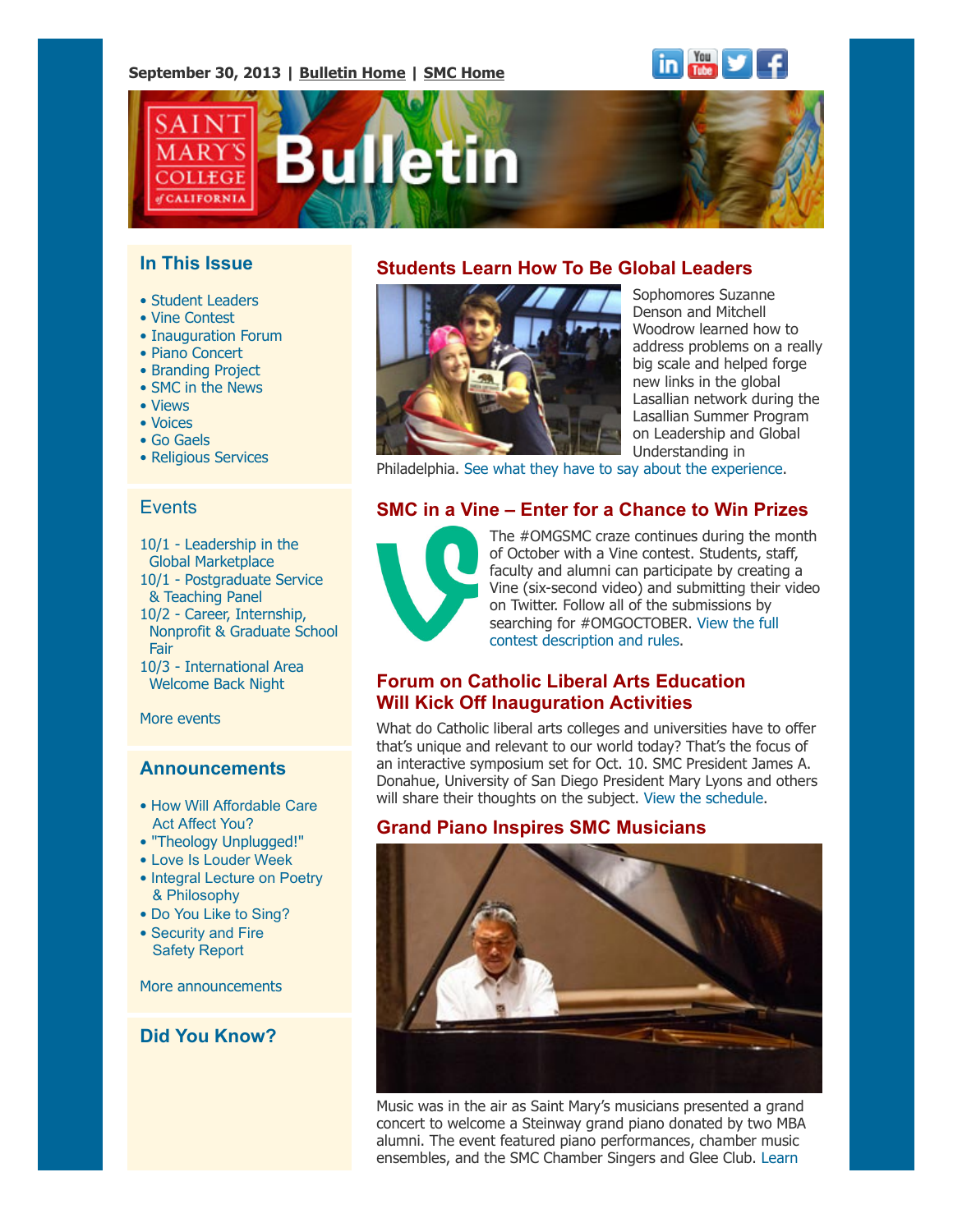September 30, 2013 | Bulletin Home | SMC Home

# Saint Mary's College of California Bulletin

## In This Issue

- Student Leaders
- Vine Contest
- Inauguration Forum
- Piano Concert
- Branding Project
- SMC in the News
- Views
- Voices
- Go Gaels
- Religious Services

## Events

10/1 - Leadership in the Global Marketplace
10/1 - Postgraduate Service & Teaching Panel
10/2 - Career, Internship, Nonprofit & Graduate School Fair
10/3 - International Area Welcome Back Night

More events

## Announcements

- How Will Affordable Care Act Affect You?
- "Theology Unplugged!"
- Love Is Louder Week
- Integral Lecture on Poetry & Philosophy
- Do You Like to Sing?
- Security and Fire Safety Report

More announcements

## Did You Know?

## Students Learn How To Be Global Leaders

Sophomores Suzanne Denson and Mitchell Woodrow learned how to address problems on a really big scale and helped forge new links in the global Lasallian network during the Lasallian Summer Program on Leadership and Global Understanding in Philadelphia. See what they have to say about the experience.

## SMC in a Vine – Enter for a Chance to Win Prizes

The #OMGSMC craze continues during the month of October with a Vine contest. Students, staff, faculty and alumni can participate by creating a Vine (six-second video) and submitting their video on Twitter. Follow all of the submissions by searching for #OMGOCTOBER. View the full contest description and rules.

## Forum on Catholic Liberal Arts Education Will Kick Off Inauguration Activities

What do Catholic liberal arts colleges and universities have to offer that's unique and relevant to our world today? That's the focus of an interactive symposium set for Oct. 10. SMC President James A. Donahue, University of San Diego President Mary Lyons and others will share their thoughts on the subject. View the schedule.

## Grand Piano Inspires SMC Musicians

Music was in the air as Saint Mary's musicians presented a grand concert to welcome a Steinway grand piano donated by two MBA alumni. The event featured piano performances, chamber music ensembles, and the SMC Chamber Singers and Glee Club. Learn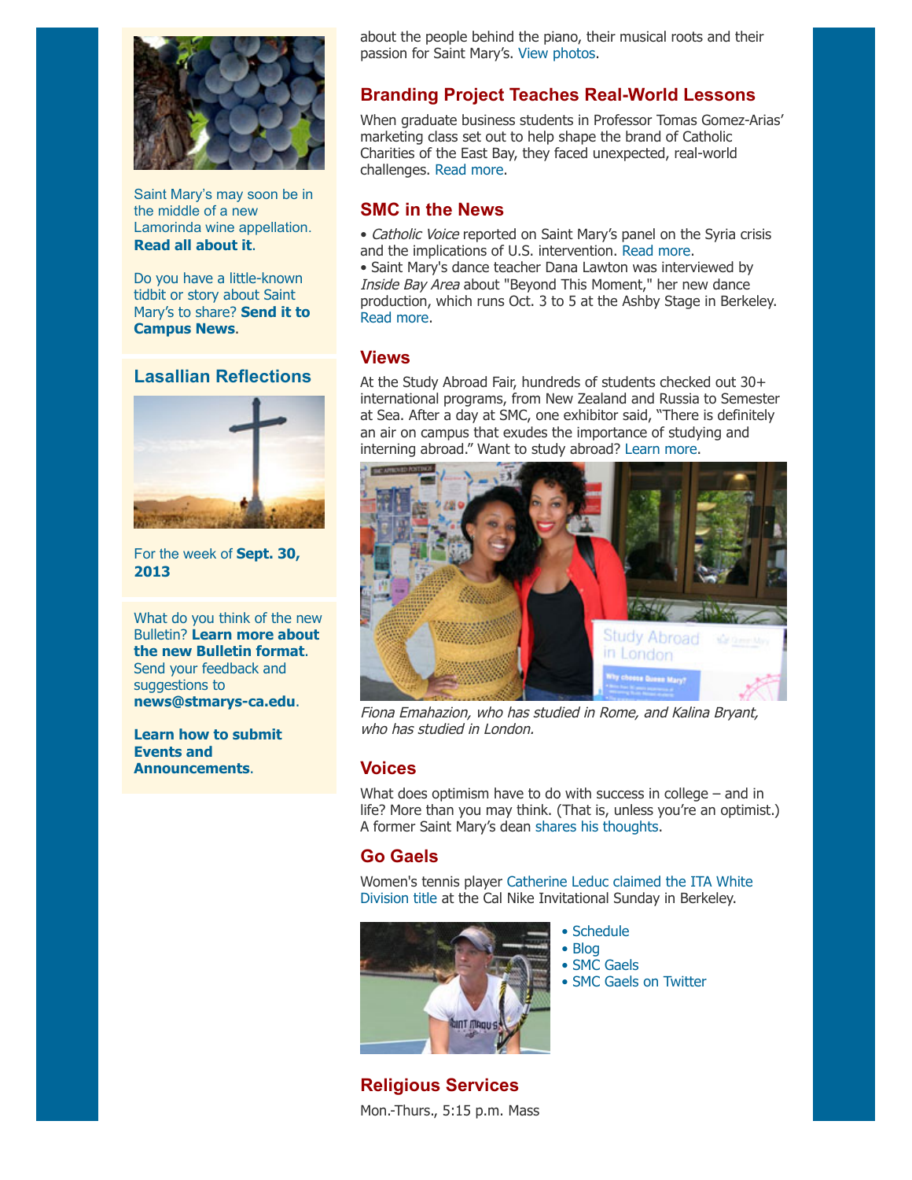Saint Mary's may soon be in the middle of a new Lamorinda wine appellation. **Read all about it**.

Do you have a little-known tidbit or story about Saint Mary's to share? **Send it to Campus News**.

## Lasallian Reflections

For the week of **Sept. 30, 2013**

What do you think of the new Bulletin? **Learn more about the new Bulletin format**. Send your feedback and suggestions to **news@stmarys-ca.edu**.

**Learn how to submit Events and Announcements**.

about the people behind the piano, their musical roots and their passion for Saint Mary's. View photos.

## Branding Project Teaches Real-World Lessons

When graduate business students in Professor Tomas Gomez-Arias' marketing class set out to help shape the brand of Catholic Charities of the East Bay, they faced unexpected, real-world challenges. Read more.

## SMC in the News

• *Catholic Voice* reported on Saint Mary's panel on the Syria crisis and the implications of U.S. intervention. Read more.
• Saint Mary's dance teacher Dana Lawton was interviewed by *Inside Bay Area* about "Beyond This Moment," her new dance production, which runs Oct. 3 to 5 at the Ashby Stage in Berkeley. Read more.

## Views

At the Study Abroad Fair, hundreds of students checked out 30+ international programs, from New Zealand and Russia to Semester at Sea. After a day at SMC, one exhibitor said, "There is definitely an air on campus that exudes the importance of studying and interning abroad." Want to study abroad? Learn more.

*Fiona Emahazion, who has studied in Rome, and Kalina Bryant, who has studied in London.*

## Voices

What does optimism have to do with success in college – and in life? More than you may think. (That is, unless you're an optimist.) A former Saint Mary's dean shares his thoughts.

## Go Gaels

Women's tennis player Catherine Leduc claimed the ITA White Division title at the Cal Nike Invitational Sunday in Berkeley.

- Schedule
- Blog
- SMC Gaels
- SMC Gaels on Twitter

## Religious Services

Mon.-Thurs., 5:15 p.m. Mass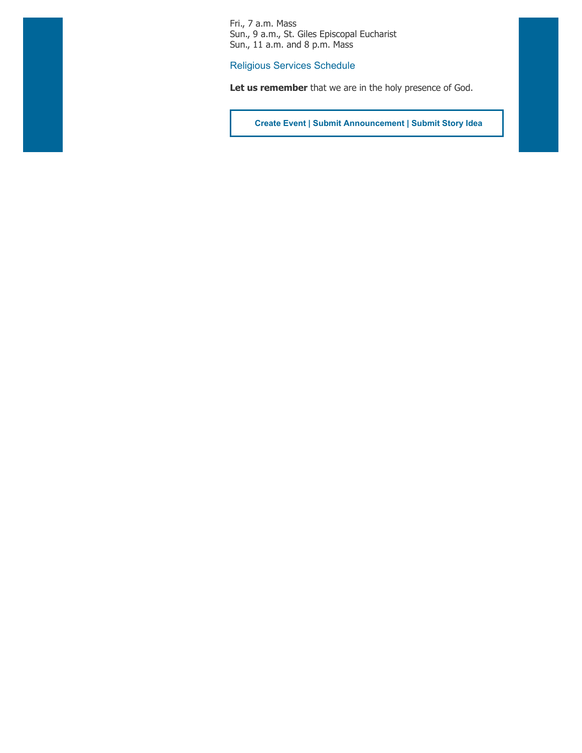Fri., 7 a.m. Mass
Sun., 9 a.m., St. Giles Episcopal Eucharist
Sun., 11 a.m. and 8 p.m. Mass

Religious Services Schedule

**Let us remember** that we are in the holy presence of God.

**Create Event | Submit Announcement | Submit Story Idea**